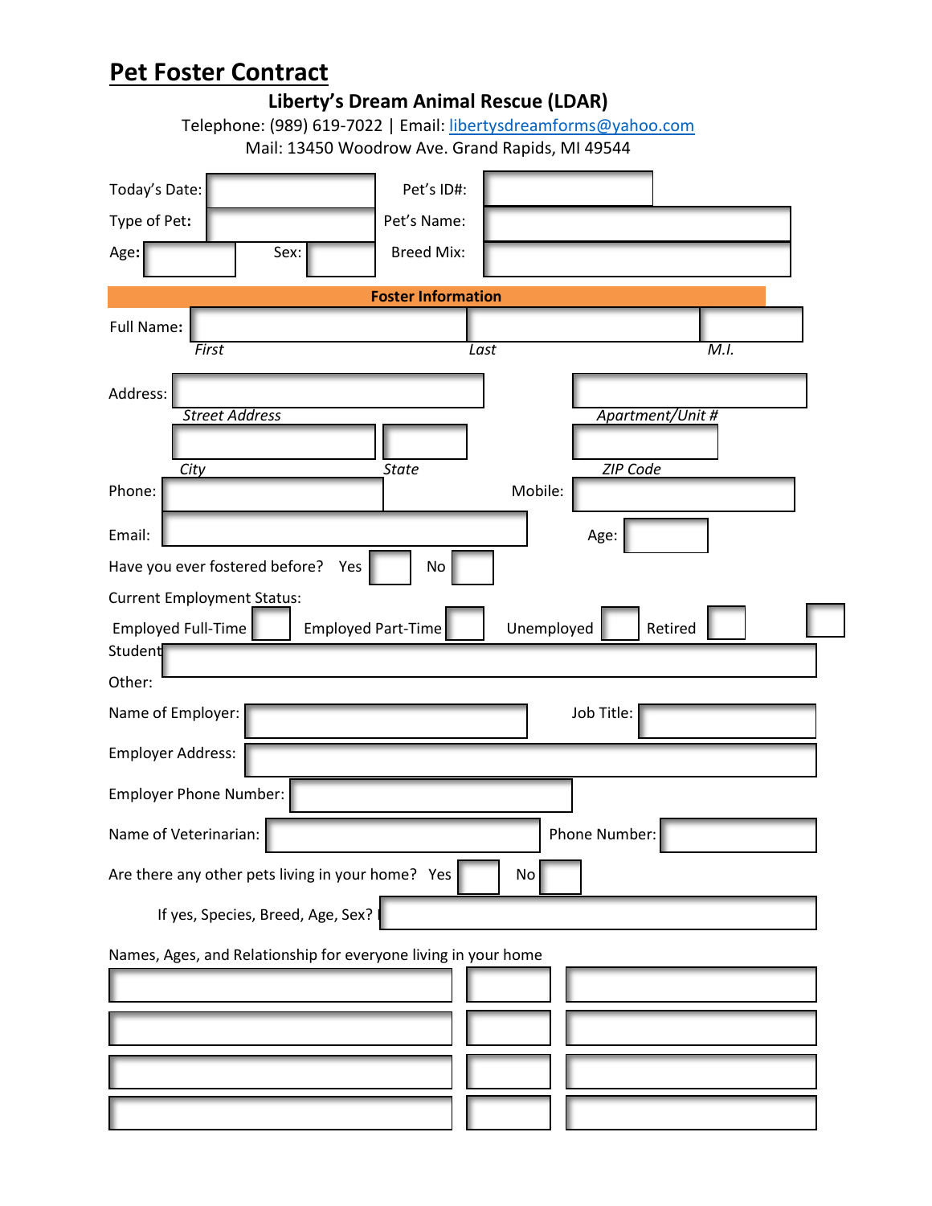# Pet Foster Contract

**Liberty's Dream Animal Rescue (LDAR)**

Telephone: (989) 619-7022 | Email: libertysdreamforms@yahoo.com

Mail: 13450 Woodrow Ave. Grand Rapids, MI 49544

Today's Date: ______ Pet's ID#: ______

Type of Pet: ______ Pet's Name: ______

Age: ______ Sex: ______ Breed Mix: ______

**Foster Information**

Full Name: ______ ______ ______

*First* *Last* *M.I.*

Address: ______ ______

*Street Address* *Apartment/Unit #*

______ ______ ______

*City* *State* *ZIP Code*

Phone: ______ Mobile: ______

Email: ______ Age: ______

Have you ever fostered before? Yes ☐ No ☐

Current Employment Status:

Employed Full-Time ☐ Employed Part-Time ☐ Unemployed ☐ Retired ☐ Student ☐

Other: ______

Name of Employer: ______ Job Title: ______

Employer Address: ______

Employer Phone Number: ______

Name of Veterinarian: ______ Phone Number: ______

Are there any other pets living in your home? Yes ☐ No ☐

If yes, Species, Breed, Age, Sex? ______

Names, Ages, and Relationship for everyone living in your home

| | | |
|---|---|---|
| | | |
| | | |
| | | |
| | | |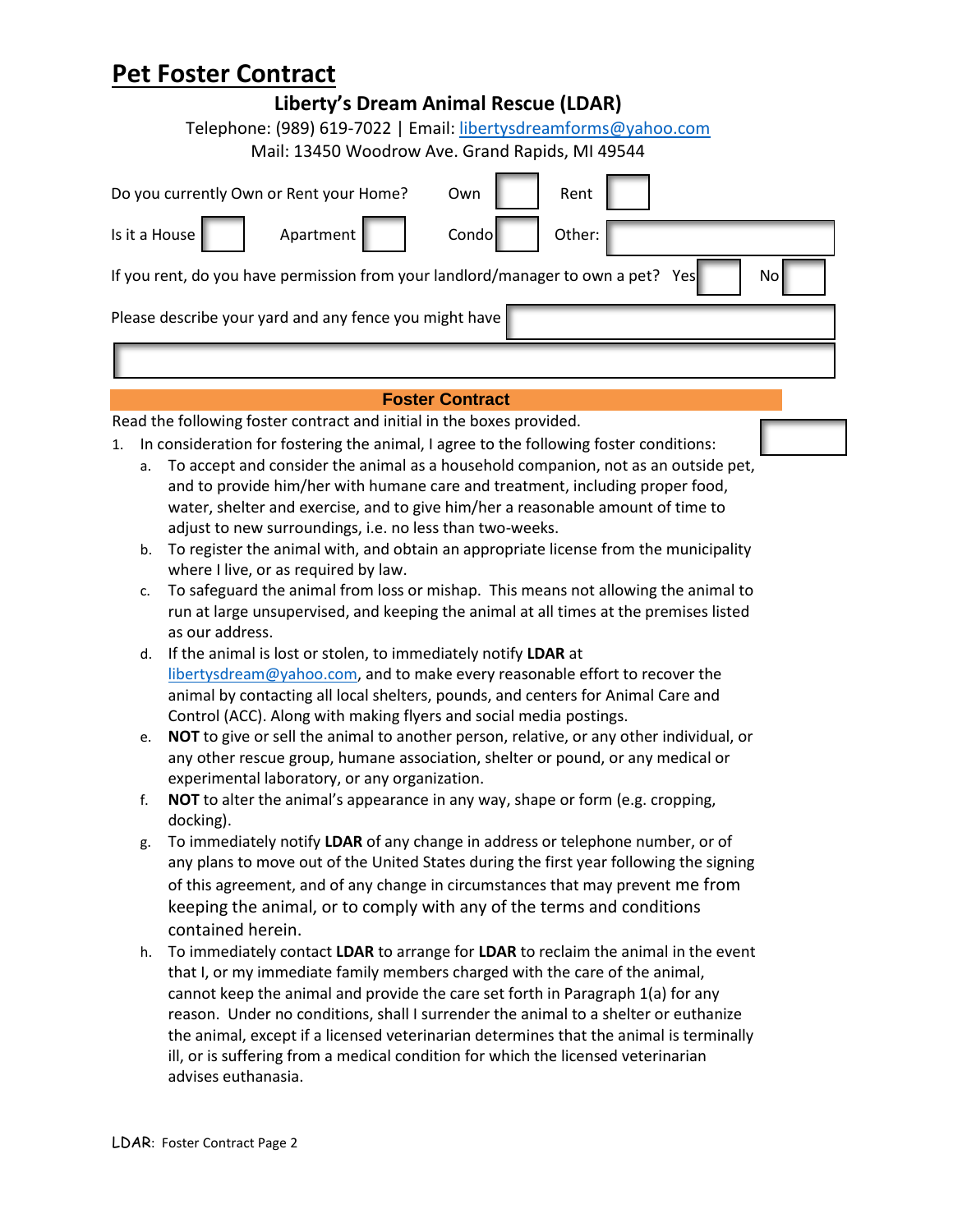# Pet Foster Contract

## Liberty's Dream Animal Rescue (LDAR)

Telephone: (989) 619-7022 | Email: libertysdreamforms@yahoo.com

Mail: 13450 Woodrow Ave. Grand Rapids, MI 49544

Do you currently Own or Rent your Home? Own ☐ Rent ☐

Is it a House ☐ Apartment ☐ Condo ☐ Other: ______

If you rent, do you have permission from your landlord/manager to own a pet? Yes ☐ No ☐

Please describe your yard and any fence you might have ______

______

### Foster Contract

Read the following foster contract and initial in the boxes provided.

1. In consideration for fostering the animal, I agree to the following foster conditions: ☐
   a. To accept and consider the animal as a household companion, not as an outside pet, and to provide him/her with humane care and treatment, including proper food, water, shelter and exercise, and to give him/her a reasonable amount of time to adjust to new surroundings, i.e. no less than two-weeks.
   b. To register the animal with, and obtain an appropriate license from the municipality where I live, or as required by law.
   c. To safeguard the animal from loss or mishap. This means not allowing the animal to run at large unsupervised, and keeping the animal at all times at the premises listed as our address.
   d. If the animal is lost or stolen, to immediately notify **LDAR** at libertysdream@yahoo.com, and to make every reasonable effort to recover the animal by contacting all local shelters, pounds, and centers for Animal Care and Control (ACC). Along with making flyers and social media postings.
   e. **NOT** to give or sell the animal to another person, relative, or any other individual, or any other rescue group, humane association, shelter or pound, or any medical or experimental laboratory, or any organization.
   f. **NOT** to alter the animal's appearance in any way, shape or form (e.g. cropping, docking).
   g. To immediately notify **LDAR** of any change in address or telephone number, or of any plans to move out of the United States during the first year following the signing of this agreement, and of any change in circumstances that may prevent me from keeping the animal, or to comply with any of the terms and conditions contained herein.
   h. To immediately contact **LDAR** to arrange for **LDAR** to reclaim the animal in the event that I, or my immediate family members charged with the care of the animal, cannot keep the animal and provide the care set forth in Paragraph 1(a) for any reason. Under no conditions, shall I surrender the animal to a shelter or euthanize the animal, except if a licensed veterinarian determines that the animal is terminally ill, or is suffering from a medical condition for which the licensed veterinarian advises euthanasia.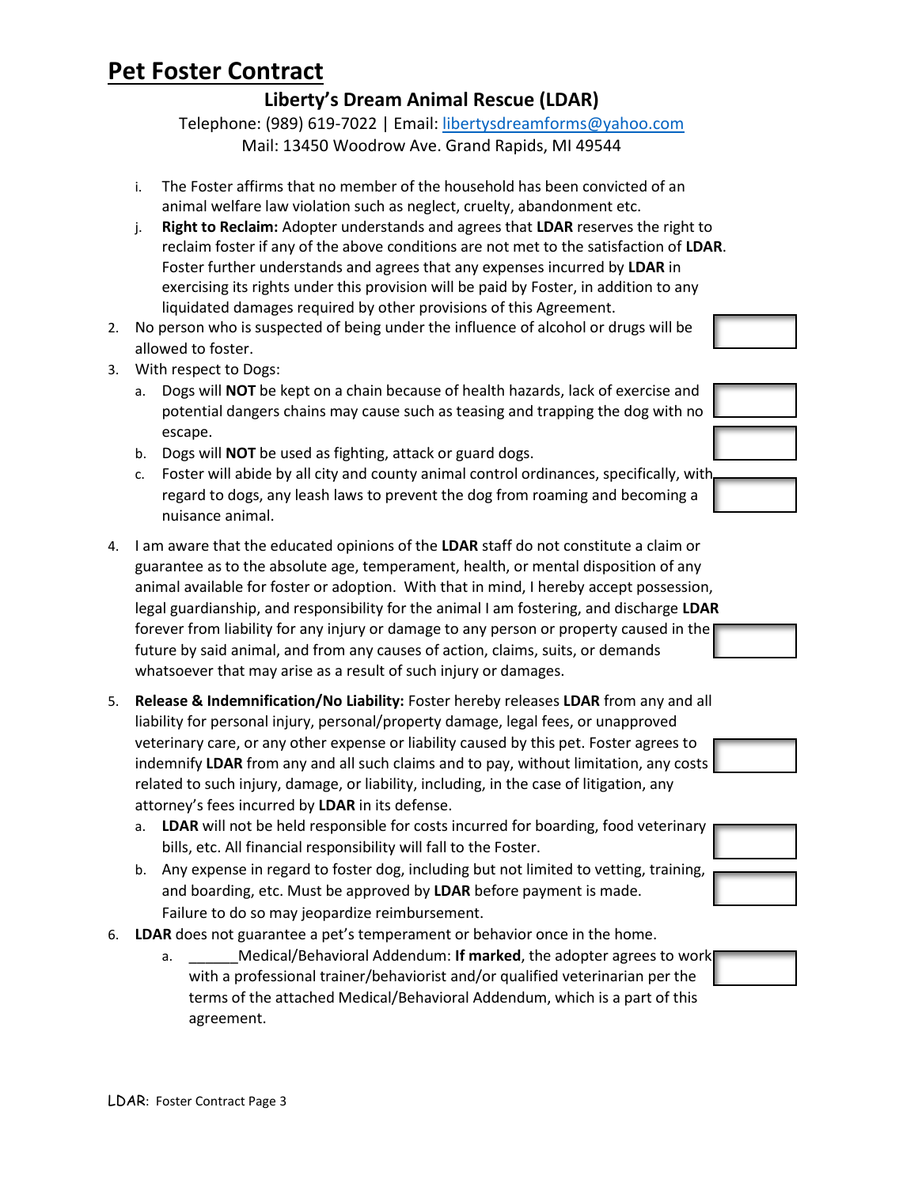# Pet Foster Contract

## Liberty's Dream Animal Rescue (LDAR)

Telephone: (989) 619-7022 | Email: libertysdreamforms@yahoo.com
Mail: 13450 Woodrow Ave. Grand Rapids, MI 49544

i. The Foster affirms that no member of the household has been convicted of an animal welfare law violation such as neglect, cruelty, abandonment etc.

j. **Right to Reclaim:** Adopter understands and agrees that **LDAR** reserves the right to reclaim foster if any of the above conditions are not met to the satisfaction of **LDAR**. Foster further understands and agrees that any expenses incurred by **LDAR** in exercising its rights under this provision will be paid by Foster, in addition to any liquidated damages required by other provisions of this Agreement.

2. No person who is suspected of being under the influence of alcohol or drugs will be allowed to foster.
3. With respect to Dogs:
   a. Dogs will **NOT** be kept on a chain because of health hazards, lack of exercise and potential dangers chains may cause such as teasing and trapping the dog with no escape.
   b. Dogs will **NOT** be used as fighting, attack or guard dogs.
   c. Foster will abide by all city and county animal control ordinances, specifically, with regard to dogs, any leash laws to prevent the dog from roaming and becoming a nuisance animal.
4. I am aware that the educated opinions of the **LDAR** staff do not constitute a claim or guarantee as to the absolute age, temperament, health, or mental disposition of any animal available for foster or adoption. With that in mind, I hereby accept possession, legal guardianship, and responsibility for the animal I am fostering, and discharge **LDAR** forever from liability for any injury or damage to any person or property caused in the future by said animal, and from any causes of action, claims, suits, or demands whatsoever that may arise as a result of such injury or damages.
5. **Release & Indemnification/No Liability:** Foster hereby releases **LDAR** from any and all liability for personal injury, personal/property damage, legal fees, or unapproved veterinary care, or any other expense or liability caused by this pet. Foster agrees to indemnify **LDAR** from any and all such claims and to pay, without limitation, any costs related to such injury, damage, or liability, including, in the case of litigation, any attorney's fees incurred by **LDAR** in its defense.
   a. **LDAR** will not be held responsible for costs incurred for boarding, food veterinary bills, etc. All financial responsibility will fall to the Foster.
   b. Any expense in regard to foster dog, including but not limited to vetting, training, and boarding, etc. Must be approved by **LDAR** before payment is made. Failure to do so may jeopardize reimbursement.
6. **LDAR** does not guarantee a pet's temperament or behavior once in the home.
   a. ______Medical/Behavioral Addendum: **If marked**, the adopter agrees to work with a professional trainer/behaviorist and/or qualified veterinarian per the terms of the attached Medical/Behavioral Addendum, which is a part of this agreement.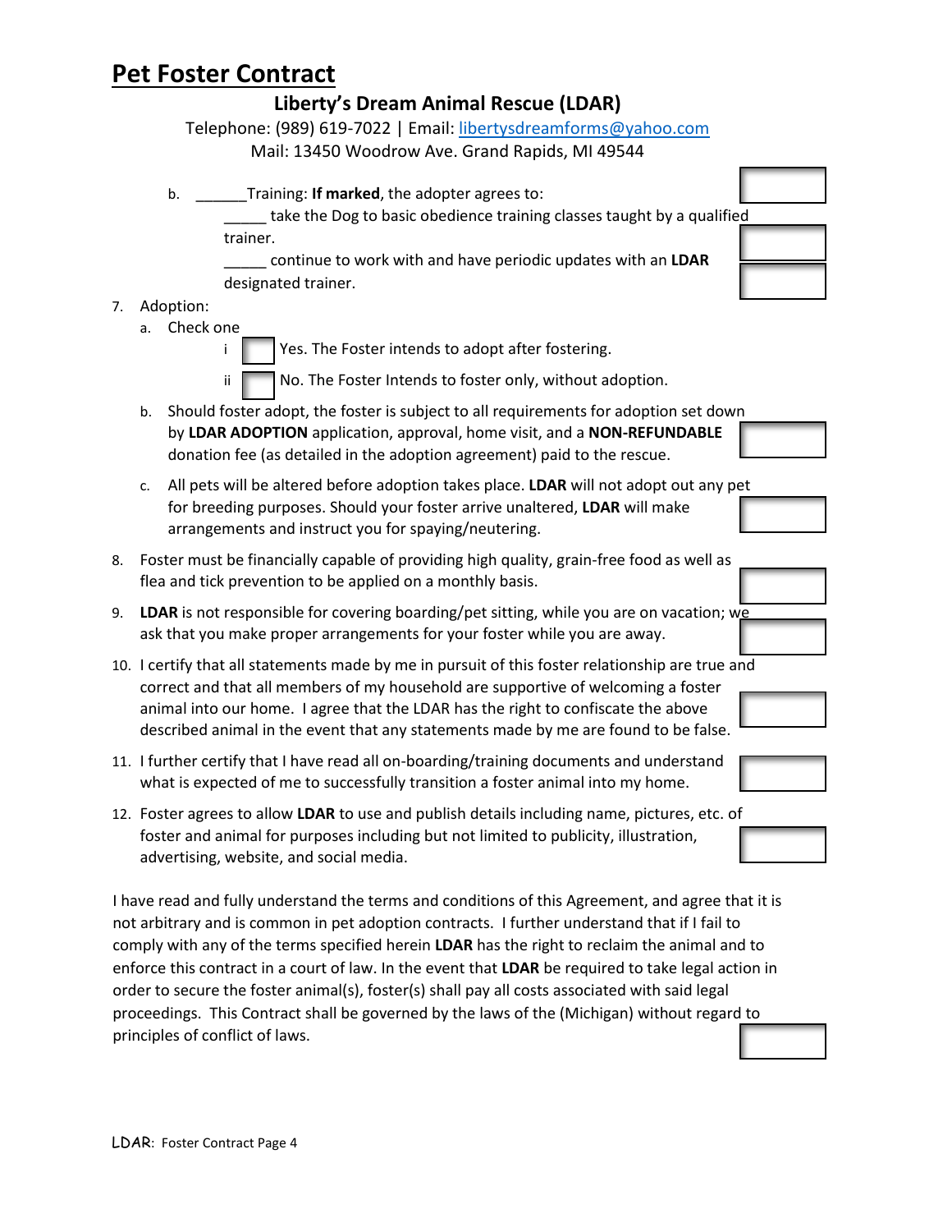# Pet Foster Contract

## Liberty's Dream Animal Rescue (LDAR)

Telephone: (989) 619-7022 | Email: libertysdreamforms@yahoo.com

Mail: 13450 Woodrow Ave. Grand Rapids, MI 49544

b. ______Training: **If marked**, the adopter agrees to:

_____ take the Dog to basic obedience training classes taught by a qualified trainer.

_____ continue to work with and have periodic updates with an **LDAR** designated trainer.

7. Adoption:
   a. Check one
      i ☐ Yes. The Foster intends to adopt after fostering.
      ii ☐ No. The Foster Intends to foster only, without adoption.
   b. Should foster adopt, the foster is subject to all requirements for adoption set down by **LDAR ADOPTION** application, approval, home visit, and a **NON-REFUNDABLE** donation fee (as detailed in the adoption agreement) paid to the rescue.
   c. All pets will be altered before adoption takes place. **LDAR** will not adopt out any pet for breeding purposes. Should your foster arrive unaltered, **LDAR** will make arrangements and instruct you for spaying/neutering.
8. Foster must be financially capable of providing high quality, grain-free food as well as flea and tick prevention to be applied on a monthly basis.
9. **LDAR** is not responsible for covering boarding/pet sitting, while you are on vacation; we ask that you make proper arrangements for your foster while you are away.
10. I certify that all statements made by me in pursuit of this foster relationship are true and correct and that all members of my household are supportive of welcoming a foster animal into our home. I agree that the LDAR has the right to confiscate the above described animal in the event that any statements made by me are found to be false.
11. I further certify that I have read all on-boarding/training documents and understand what is expected of me to successfully transition a foster animal into my home.
12. Foster agrees to allow **LDAR** to use and publish details including name, pictures, etc. of foster and animal for purposes including but not limited to publicity, illustration, advertising, website, and social media.

I have read and fully understand the terms and conditions of this Agreement, and agree that it is not arbitrary and is common in pet adoption contracts. I further understand that if I fail to comply with any of the terms specified herein **LDAR** has the right to reclaim the animal and to enforce this contract in a court of law. In the event that **LDAR** be required to take legal action in order to secure the foster animal(s), foster(s) shall pay all costs associated with said legal proceedings. This Contract shall be governed by the laws of the (Michigan) without regard to principles of conflict of laws.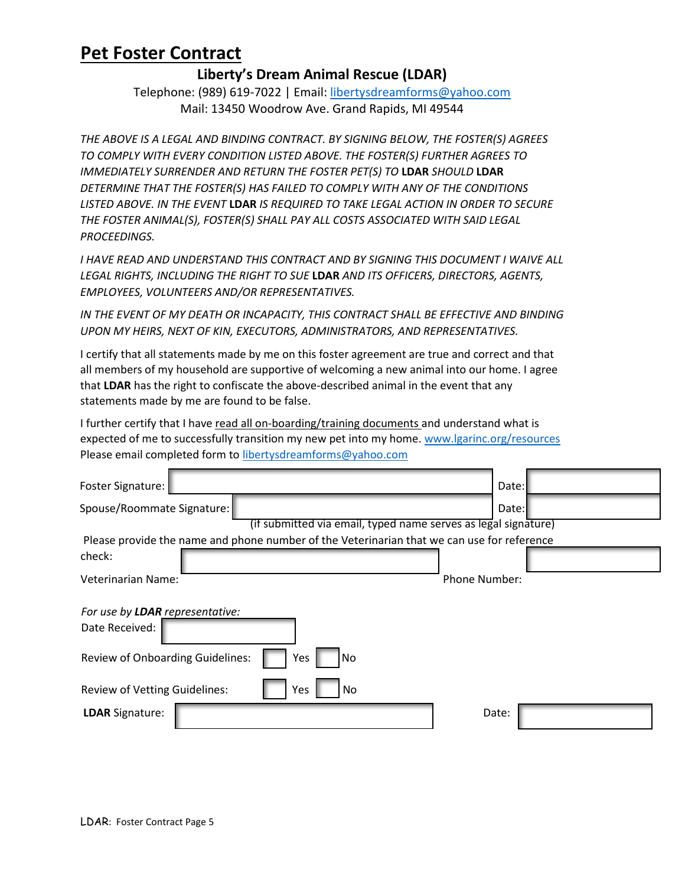# Pet Foster Contract

### Liberty's Dream Animal Rescue (LDAR)

Telephone: (989) 619-7022 | Email: libertysdreamforms@yahoo.com
Mail: 13450 Woodrow Ave. Grand Rapids, MI 49544

*THE ABOVE IS A LEGAL AND BINDING CONTRACT. BY SIGNING BELOW, THE FOSTER(S) AGREES TO COMPLY WITH EVERY CONDITION LISTED ABOVE. THE FOSTER(S) FURTHER AGREES TO IMMEDIATELY SURRENDER AND RETURN THE FOSTER PET(S) TO* ***LDAR*** *SHOULD* ***LDAR*** *DETERMINE THAT THE FOSTER(S) HAS FAILED TO COMPLY WITH ANY OF THE CONDITIONS LISTED ABOVE. IN THE EVENT* ***LDAR*** *IS REQUIRED TO TAKE LEGAL ACTION IN ORDER TO SECURE THE FOSTER ANIMAL(S), FOSTER(S) SHALL PAY ALL COSTS ASSOCIATED WITH SAID LEGAL PROCEEDINGS.*

*I HAVE READ AND UNDERSTAND THIS CONTRACT AND BY SIGNING THIS DOCUMENT I WAIVE ALL LEGAL RIGHTS, INCLUDING THE RIGHT TO SUE* ***LDAR*** *AND ITS OFFICERS, DIRECTORS, AGENTS, EMPLOYEES, VOLUNTEERS AND/OR REPRESENTATIVES.*

*IN THE EVENT OF MY DEATH OR INCAPACITY, THIS CONTRACT SHALL BE EFFECTIVE AND BINDING UPON MY HEIRS, NEXT OF KIN, EXECUTORS, ADMINISTRATORS, AND REPRESENTATIVES.*

I certify that all statements made by me on this foster agreement are true and correct and that all members of my household are supportive of welcoming a new animal into our home. I agree that **LDAR** has the right to confiscate the above-described animal in the event that any statements made by me are found to be false.

I further certify that I have read all on-boarding/training documents and understand what is expected of me to successfully transition my new pet into my home. www.lgarinc.org/resources
Please email completed form to libertysdreamforms@yahoo.com

Foster Signature: ____________________ Date: __________

Spouse/Roommate Signature: ____________________ Date: __________

(if submitted via email, typed name serves as legal signature)

Please provide the name and phone number of the Veterinarian that we can use for reference check:

Veterinarian Name: ____________________ Phone Number: __________

*For use by **LDAR** representative:*

Date Received: __________

Review of Onboarding Guidelines: ☐ Yes ☐ No

Review of Vetting Guidelines: ☐ Yes ☐ No

**LDAR** Signature: ____________________ Date: __________